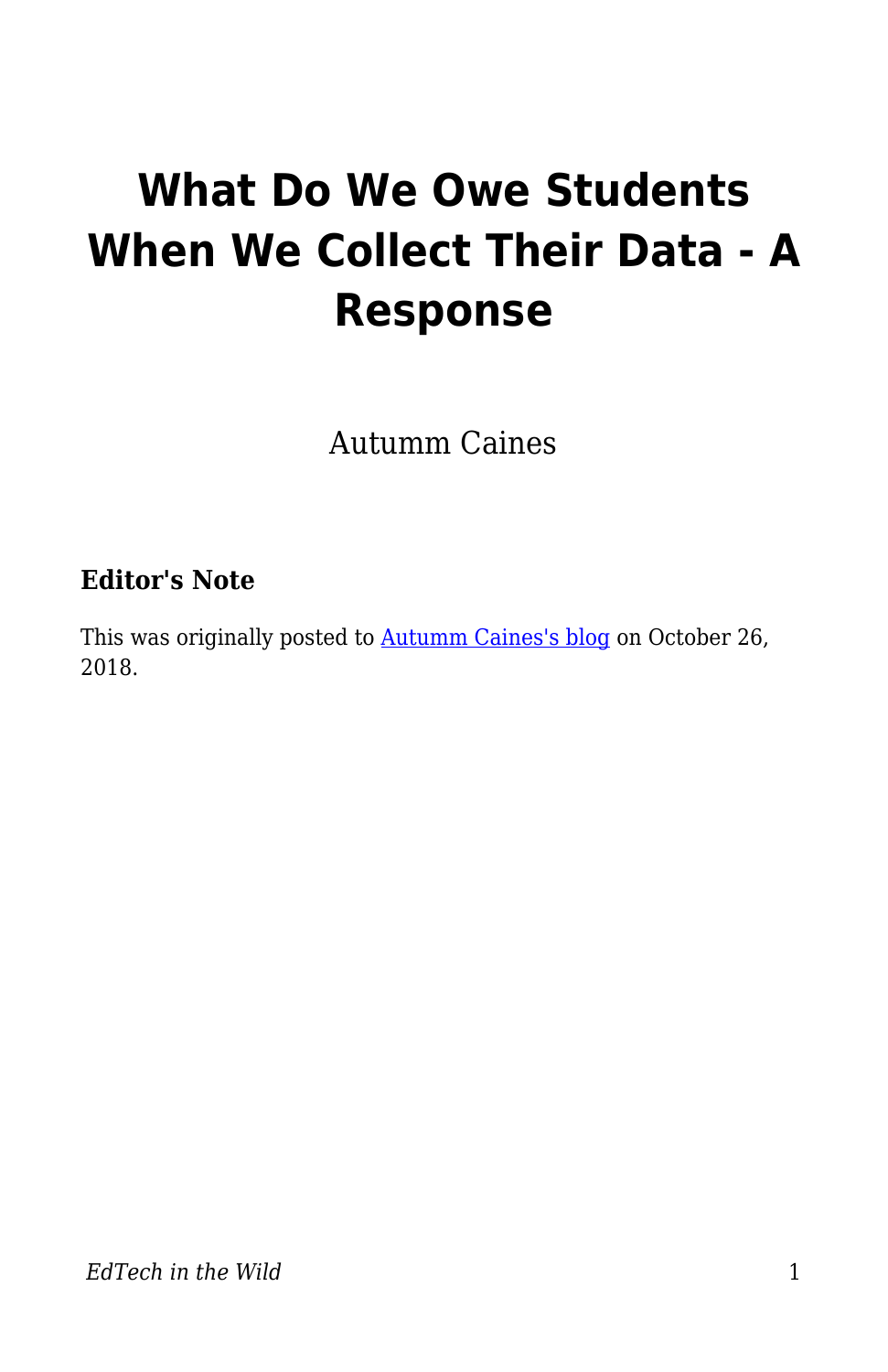# What Do We Owe Students When We Collect Their Data - A Response

Autumm Caines

### Editor's Note

This was originally posted to [Autumm Caines's blog](#) on October 26, 2018.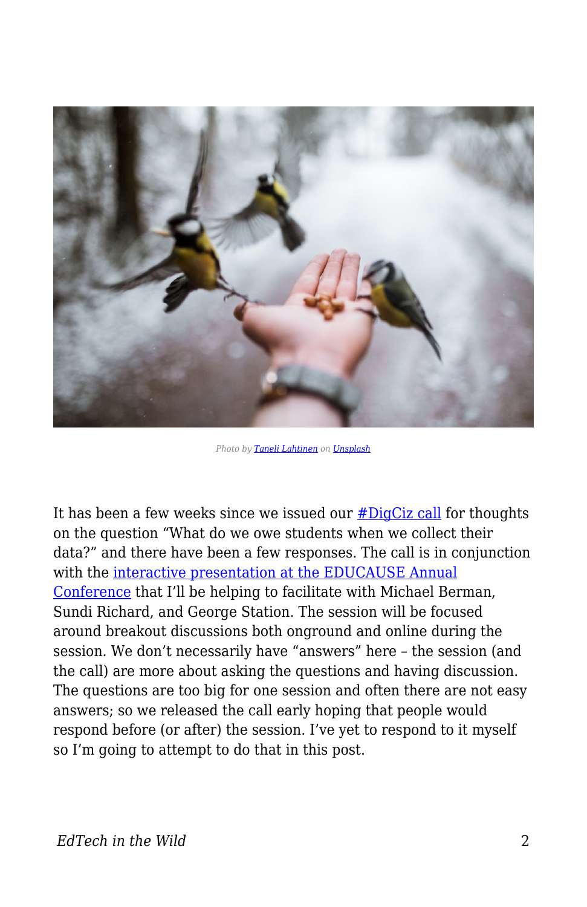Photo by [Taneli Lahtinen](#) on [Unsplash](#)

It has been a few weeks since we issued our [#DigCiz call](#) for thoughts on the question "What do we owe students when we collect their data?" and there have been a few responses. The call is in conjunction with the [interactive presentation at the EDUCAUSE Annual Conference](#) that I'll be helping to facilitate with Michael Berman, Sundi Richard, and George Station. The session will be focused around breakout discussions both onground and online during the session. We don't necessarily have "answers" here – the session (and the call) are more about asking the questions and having discussion. The questions are too big for one session and often there are not easy answers; so we released the call early hoping that people would respond before (or after) the session. I've yet to respond to it myself so I'm going to attempt to do that in this post.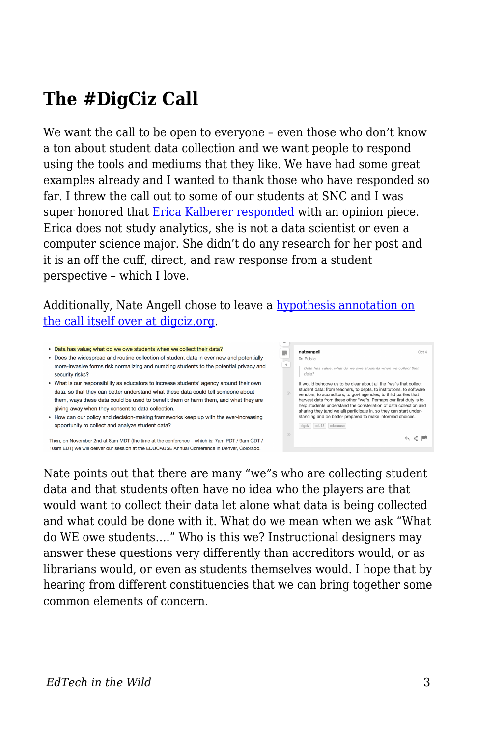# The #DigCiz Call

We want the call to be open to everyone – even those who don't know a ton about student data collection and we want people to respond using the tools and mediums that they like. We have had some great examples already and I wanted to thank those who have responded so far. I threw the call out to some of our students at SNC and I was super honored that [Erica Kalberer responded](#) with an opinion piece. Erica does not study analytics, she is not a data scientist or even a computer science major. She didn't do any research for her post and it is an off the cuff, direct, and raw response from a student perspective – which I love.

Additionally, Nate Angell chose to leave a [hypothesis annotation on the call itself over at digciz.org](#).

Nate points out that there are many "we"s who are collecting student data and that students often have no idea who the players are that would want to collect their data let alone what data is being collected and what could be done with it. What do we mean when we ask "What do WE owe students…." Who is this we? Instructional designers may answer these questions very differently than accreditors would, or as librarians would, or even as students themselves would. I hope that by hearing from different constituencies that we can bring together some common elements of concern.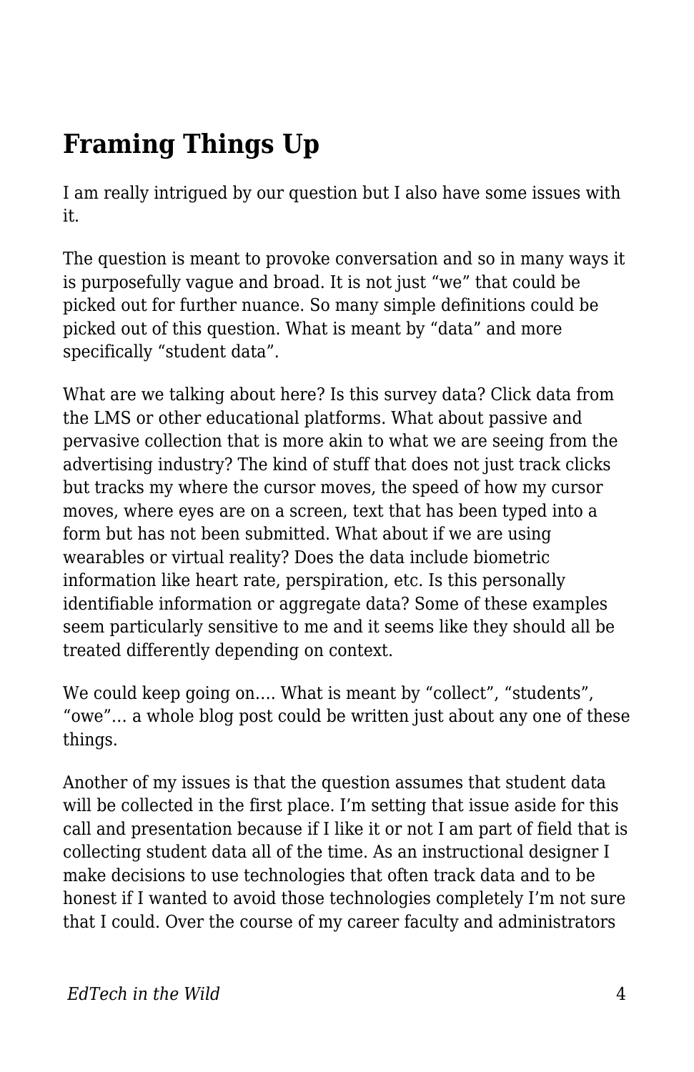## Framing Things Up

I am really intrigued by our question but I also have some issues with it.

The question is meant to provoke conversation and so in many ways it is purposefully vague and broad. It is not just "we" that could be picked out for further nuance. So many simple definitions could be picked out of this question. What is meant by "data" and more specifically "student data".

What are we talking about here? Is this survey data? Click data from the LMS or other educational platforms. What about passive and pervasive collection that is more akin to what we are seeing from the advertising industry? The kind of stuff that does not just track clicks but tracks my where the cursor moves, the speed of how my cursor moves, where eyes are on a screen, text that has been typed into a form but has not been submitted. What about if we are using wearables or virtual reality? Does the data include biometric information like heart rate, perspiration, etc. Is this personally identifiable information or aggregate data? Some of these examples seem particularly sensitive to me and it seems like they should all be treated differently depending on context.

We could keep going on…. What is meant by "collect", "students", "owe"… a whole blog post could be written just about any one of these things.

Another of my issues is that the question assumes that student data will be collected in the first place. I'm setting that issue aside for this call and presentation because if I like it or not I am part of field that is collecting student data all of the time. As an instructional designer I make decisions to use technologies that often track data and to be honest if I wanted to avoid those technologies completely I'm not sure that I could. Over the course of my career faculty and administrators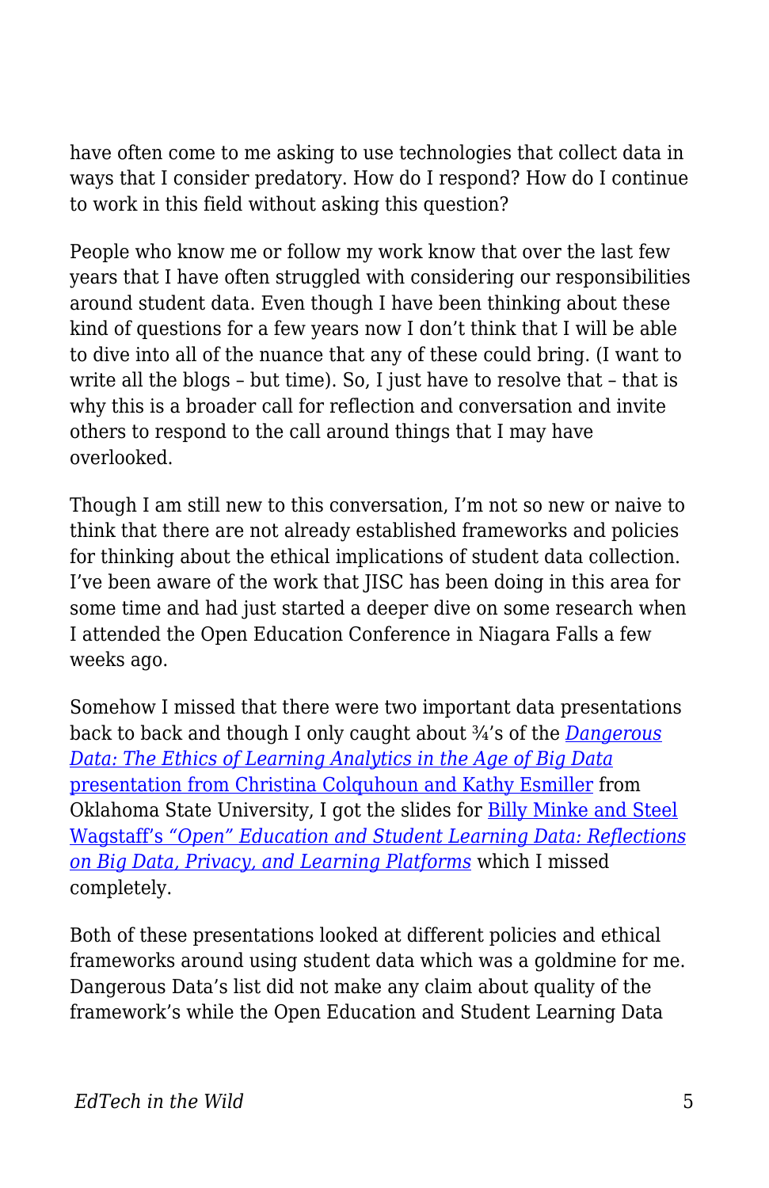have often come to me asking to use technologies that collect data in ways that I consider predatory. How do I respond? How do I continue to work in this field without asking this question?

People who know me or follow my work know that over the last few years that I have often struggled with considering our responsibilities around student data. Even though I have been thinking about these kind of questions for a few years now I don't think that I will be able to dive into all of the nuance that any of these could bring. (I want to write all the blogs – but time). So, I just have to resolve that – that is why this is a broader call for reflection and conversation and invite others to respond to the call around things that I may have overlooked.

Though I am still new to this conversation, I'm not so new or naive to think that there are not already established frameworks and policies for thinking about the ethical implications of student data collection. I've been aware of the work that JISC has been doing in this area for some time and had just started a deeper dive on some research when I attended the Open Education Conference in Niagara Falls a few weeks ago.

Somehow I missed that there were two important data presentations back to back and though I only caught about ¾'s of the *Dangerous Data: The Ethics of Learning Analytics in the Age of Big Data* presentation from Christina Colquhoun and Kathy Esmiller from Oklahoma State University, I got the slides for Billy Minke and Steel Wagstaff's *"Open" Education and Student Learning Data: Reflections on Big Data, Privacy, and Learning Platforms* which I missed completely.

Both of these presentations looked at different policies and ethical frameworks around using student data which was a goldmine for me. Dangerous Data's list did not make any claim about quality of the framework's while the Open Education and Student Learning Data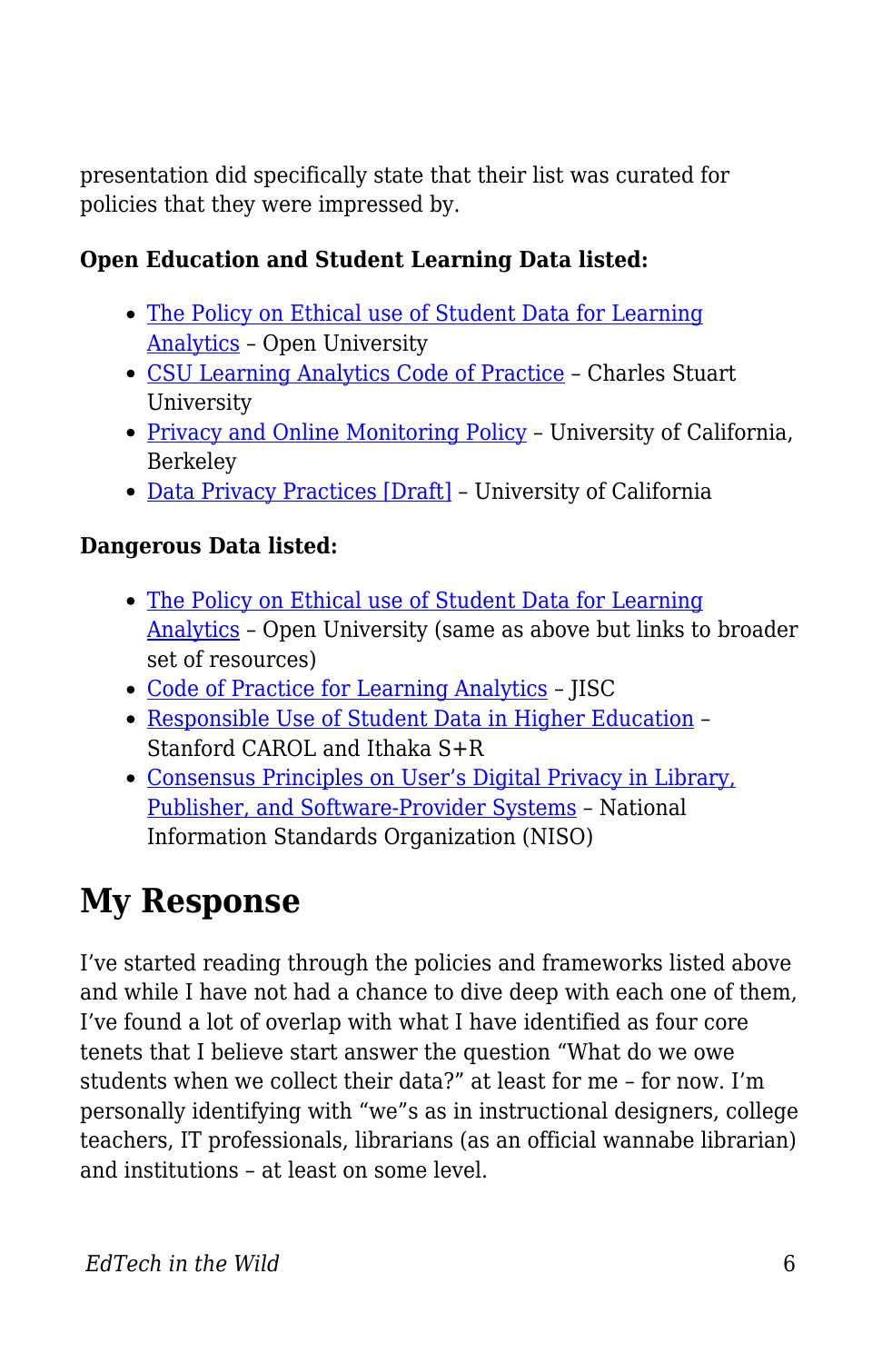presentation did specifically state that their list was curated for policies that they were impressed by.

**Open Education and Student Learning Data listed:**

- The Policy on Ethical use of Student Data for Learning Analytics – Open University
- CSU Learning Analytics Code of Practice – Charles Stuart University
- Privacy and Online Monitoring Policy – University of California, Berkeley
- Data Privacy Practices [Draft] – University of California

**Dangerous Data listed:**

- The Policy on Ethical use of Student Data for Learning Analytics – Open University (same as above but links to broader set of resources)
- Code of Practice for Learning Analytics – JISC
- Responsible Use of Student Data in Higher Education – Stanford CAROL and Ithaka S+R
- Consensus Principles on User's Digital Privacy in Library, Publisher, and Software-Provider Systems – National Information Standards Organization (NISO)

## My Response

I've started reading through the policies and frameworks listed above and while I have not had a chance to dive deep with each one of them, I've found a lot of overlap with what I have identified as four core tenets that I believe start answer the question "What do we owe students when we collect their data?" at least for me – for now. I'm personally identifying with "we"s as in instructional designers, college teachers, IT professionals, librarians (as an official wannabe librarian) and institutions – at least on some level.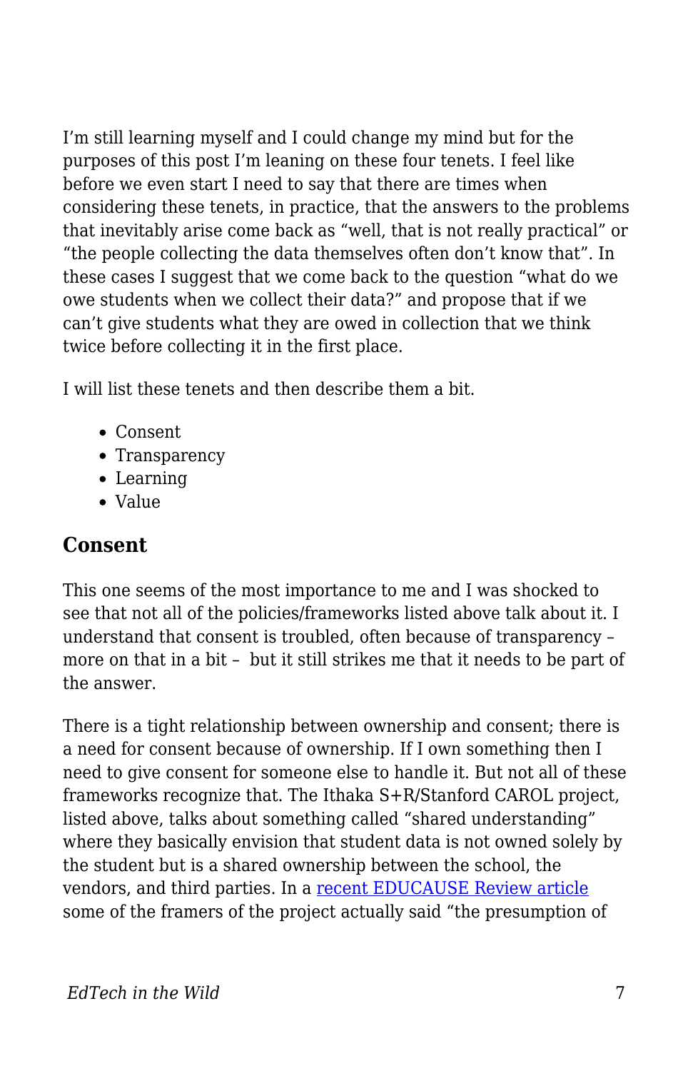I'm still learning myself and I could change my mind but for the purposes of this post I'm leaning on these four tenets. I feel like before we even start I need to say that there are times when considering these tenets, in practice, that the answers to the problems that inevitably arise come back as "well, that is not really practical" or "the people collecting the data themselves often don't know that". In these cases I suggest that we come back to the question "what do we owe students when we collect their data?" and propose that if we can't give students what they are owed in collection that we think twice before collecting it in the first place.

I will list these tenets and then describe them a bit.

- Consent
- Transparency
- Learning
- Value

### Consent

This one seems of the most importance to me and I was shocked to see that not all of the policies/frameworks listed above talk about it. I understand that consent is troubled, often because of transparency – more on that in a bit – but it still strikes me that it needs to be part of the answer.

There is a tight relationship between ownership and consent; there is a need for consent because of ownership. If I own something then I need to give consent for someone else to handle it. But not all of these frameworks recognize that. The Ithaka S+R/Stanford CAROL project, listed above, talks about something called "shared understanding" where they basically envision that student data is not owned solely by the student but is a shared ownership between the school, the vendors, and third parties. In a recent EDUCAUSE Review article some of the framers of the project actually said "the presumption of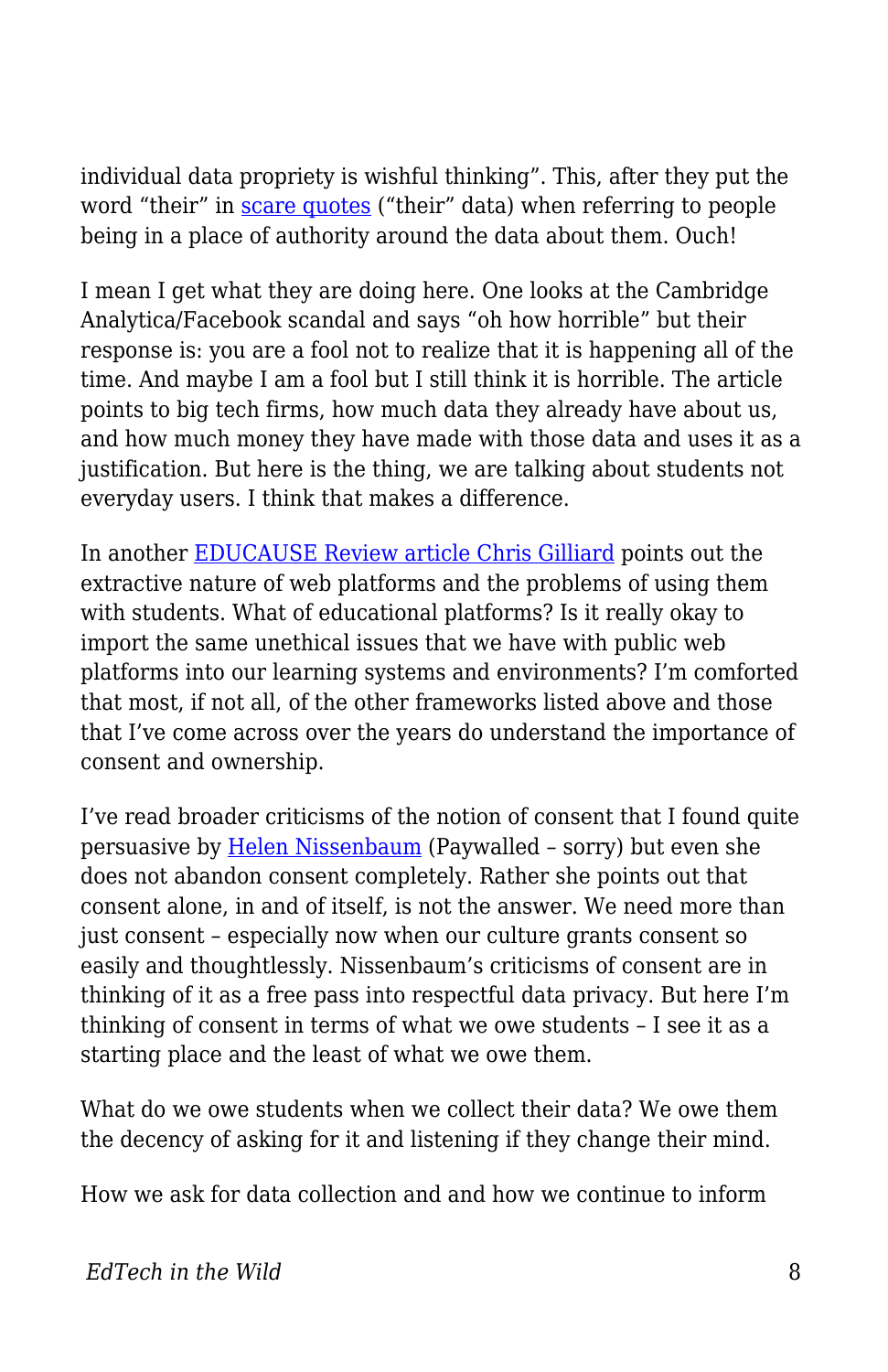individual data propriety is wishful thinking". This, after they put the word "their" in scare quotes ("their" data) when referring to people being in a place of authority around the data about them. Ouch!

I mean I get what they are doing here. One looks at the Cambridge Analytica/Facebook scandal and says "oh how horrible" but their response is: you are a fool not to realize that it is happening all of the time. And maybe I am a fool but I still think it is horrible. The article points to big tech firms, how much data they already have about us, and how much money they have made with those data and uses it as a justification. But here is the thing, we are talking about students not everyday users. I think that makes a difference.

In another EDUCAUSE Review article Chris Gilliard points out the extractive nature of web platforms and the problems of using them with students. What of educational platforms? Is it really okay to import the same unethical issues that we have with public web platforms into our learning systems and environments? I'm comforted that most, if not all, of the other frameworks listed above and those that I've come across over the years do understand the importance of consent and ownership.

I've read broader criticisms of the notion of consent that I found quite persuasive by Helen Nissenbaum (Paywalled – sorry) but even she does not abandon consent completely. Rather she points out that consent alone, in and of itself, is not the answer. We need more than just consent – especially now when our culture grants consent so easily and thoughtlessly. Nissenbaum's criticisms of consent are in thinking of it as a free pass into respectful data privacy. But here I'm thinking of consent in terms of what we owe students – I see it as a starting place and the least of what we owe them.

What do we owe students when we collect their data? We owe them the decency of asking for it and listening if they change their mind.

How we ask for data collection and and how we continue to inform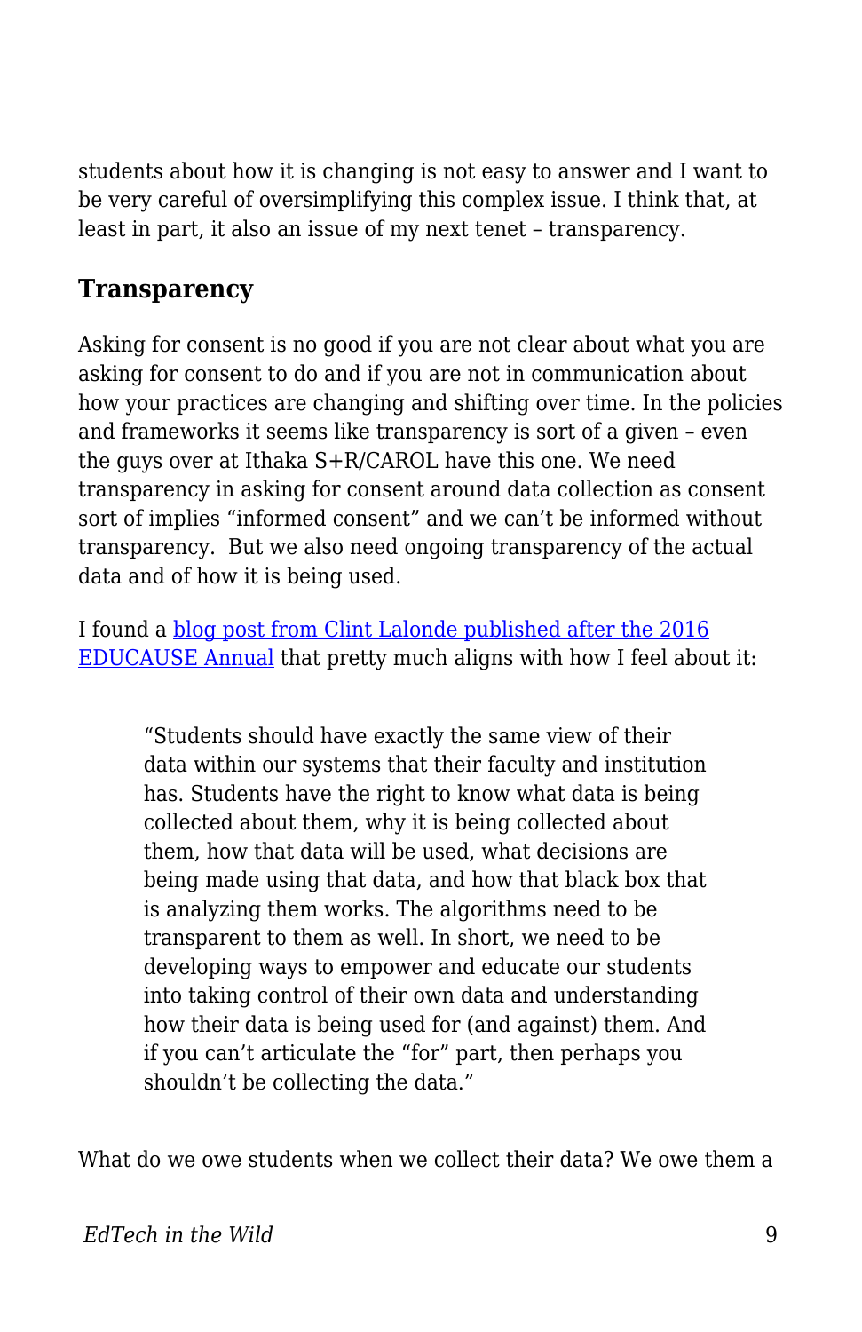students about how it is changing is not easy to answer and I want to be very careful of oversimplifying this complex issue. I think that, at least in part, it also an issue of my next tenet – transparency.

### Transparency

Asking for consent is no good if you are not clear about what you are asking for consent to do and if you are not in communication about how your practices are changing and shifting over time. In the policies and frameworks it seems like transparency is sort of a given – even the guys over at Ithaka S+R/CAROL have this one. We need transparency in asking for consent around data collection as consent sort of implies "informed consent" and we can't be informed without transparency.  But we also need ongoing transparency of the actual data and of how it is being used.

I found a blog post from Clint Lalonde published after the 2016 EDUCAUSE Annual that pretty much aligns with how I feel about it:

> "Students should have exactly the same view of their data within our systems that their faculty and institution has. Students have the right to know what data is being collected about them, why it is being collected about them, how that data will be used, what decisions are being made using that data, and how that black box that is analyzing them works. The algorithms need to be transparent to them as well. In short, we need to be developing ways to empower and educate our students into taking control of their own data and understanding how their data is being used for (and against) them. And if you can't articulate the "for" part, then perhaps you shouldn't be collecting the data."

What do we owe students when we collect their data? We owe them a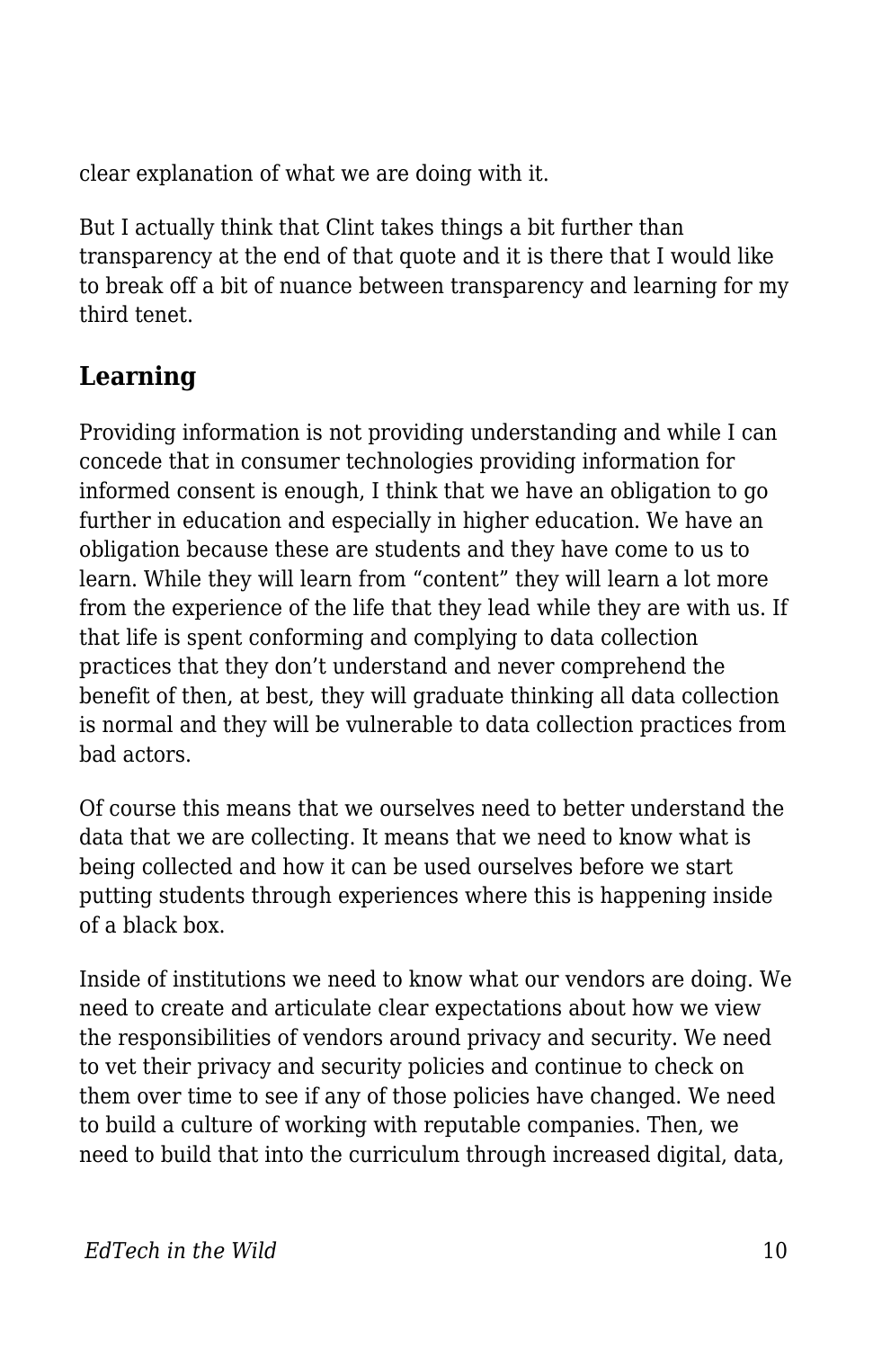clear explanation of what we are doing with it.

But I actually think that Clint takes things a bit further than transparency at the end of that quote and it is there that I would like to break off a bit of nuance between transparency and learning for my third tenet.

## Learning

Providing information is not providing understanding and while I can concede that in consumer technologies providing information for informed consent is enough, I think that we have an obligation to go further in education and especially in higher education. We have an obligation because these are students and they have come to us to learn. While they will learn from "content" they will learn a lot more from the experience of the life that they lead while they are with us. If that life is spent conforming and complying to data collection practices that they don't understand and never comprehend the benefit of then, at best, they will graduate thinking all data collection is normal and they will be vulnerable to data collection practices from bad actors.

Of course this means that we ourselves need to better understand the data that we are collecting. It means that we need to know what is being collected and how it can be used ourselves before we start putting students through experiences where this is happening inside of a black box.

Inside of institutions we need to know what our vendors are doing. We need to create and articulate clear expectations about how we view the responsibilities of vendors around privacy and security. We need to vet their privacy and security policies and continue to check on them over time to see if any of those policies have changed. We need to build a culture of working with reputable companies. Then, we need to build that into the curriculum through increased digital, data,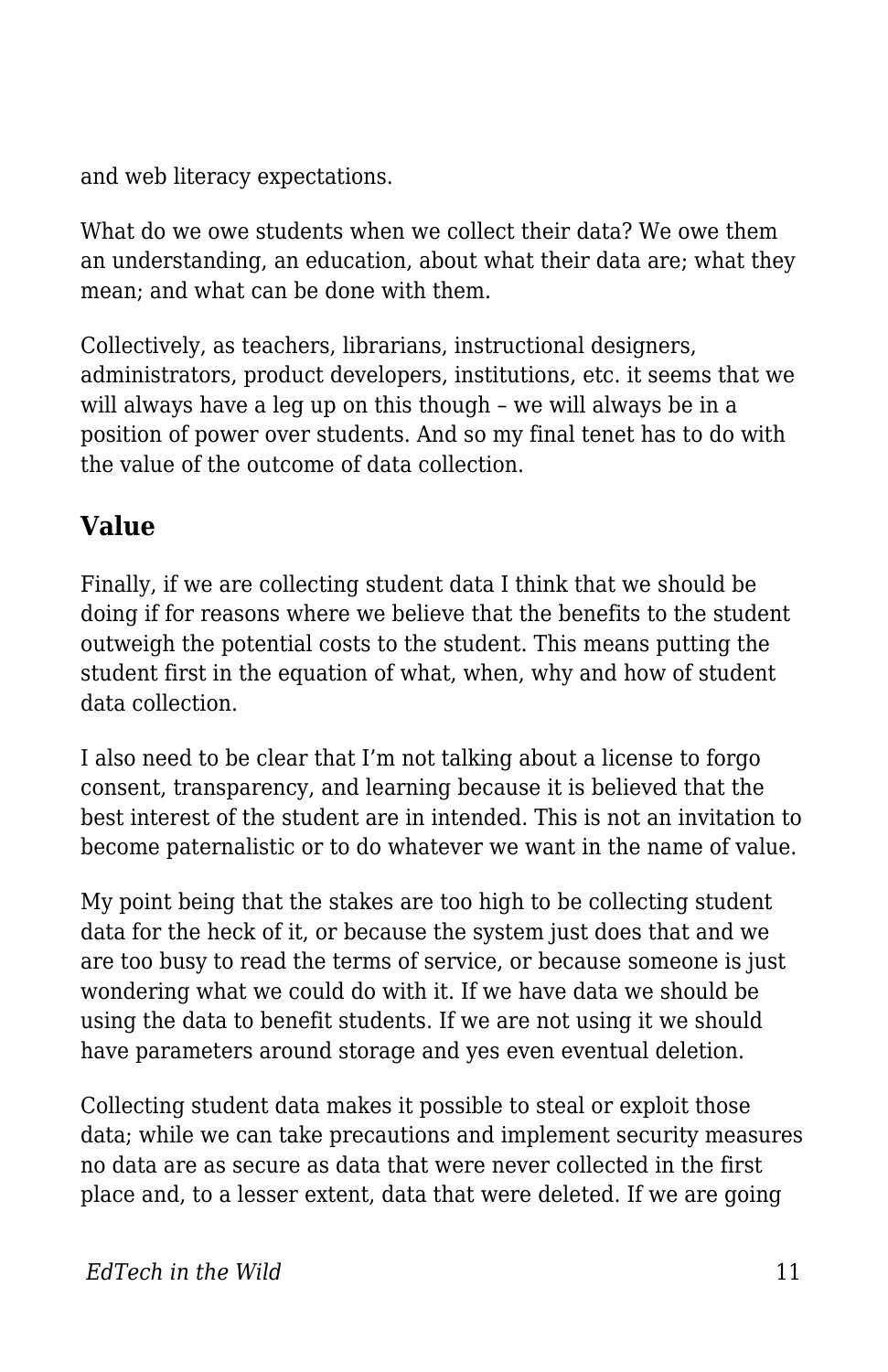and web literacy expectations.

What do we owe students when we collect their data? We owe them an understanding, an education, about what their data are; what they mean; and what can be done with them.

Collectively, as teachers, librarians, instructional designers, administrators, product developers, institutions, etc. it seems that we will always have a leg up on this though – we will always be in a position of power over students. And so my final tenet has to do with the value of the outcome of data collection.

## Value

Finally, if we are collecting student data I think that we should be doing if for reasons where we believe that the benefits to the student outweigh the potential costs to the student. This means putting the student first in the equation of what, when, why and how of student data collection.

I also need to be clear that I'm not talking about a license to forgo consent, transparency, and learning because it is believed that the best interest of the student are in intended. This is not an invitation to become paternalistic or to do whatever we want in the name of value.

My point being that the stakes are too high to be collecting student data for the heck of it, or because the system just does that and we are too busy to read the terms of service, or because someone is just wondering what we could do with it. If we have data we should be using the data to benefit students. If we are not using it we should have parameters around storage and yes even eventual deletion.

Collecting student data makes it possible to steal or exploit those data; while we can take precautions and implement security measures no data are as secure as data that were never collected in the first place and, to a lesser extent, data that were deleted. If we are going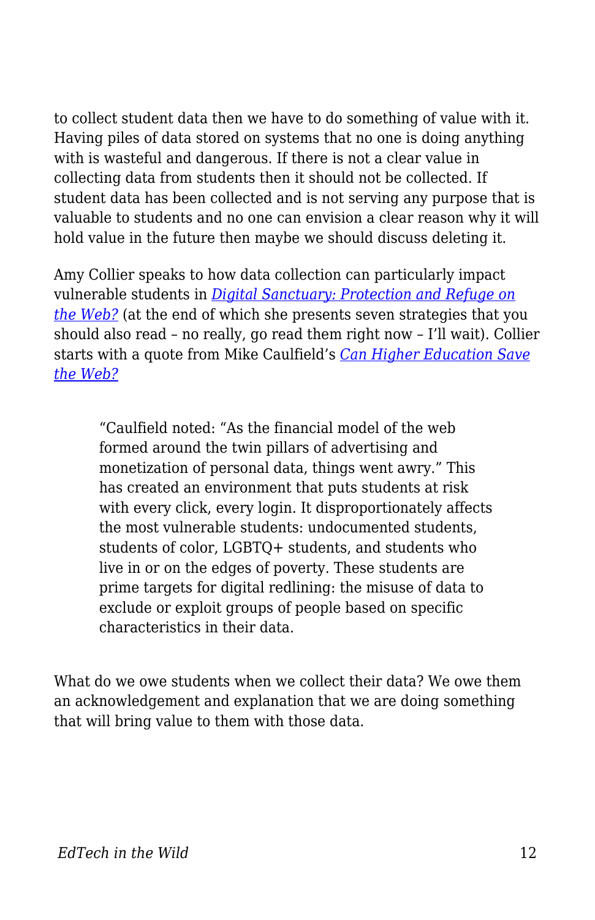to collect student data then we have to do something of value with it. Having piles of data stored on systems that no one is doing anything with is wasteful and dangerous. If there is not a clear value in collecting data from students then it should not be collected. If student data has been collected and is not serving any purpose that is valuable to students and no one can envision a clear reason why it will hold value in the future then maybe we should discuss deleting it.

Amy Collier speaks to how data collection can particularly impact vulnerable students in *Digital Sanctuary: Protection and Refuge on the Web?* (at the end of which she presents seven strategies that you should also read – no really, go read them right now – I'll wait). Collier starts with a quote from Mike Caulfield's *Can Higher Education Save the Web?*

> "Caulfield noted: "As the financial model of the web formed around the twin pillars of advertising and monetization of personal data, things went awry." This has created an environment that puts students at risk with every click, every login. It disproportionately affects the most vulnerable students: undocumented students, students of color, LGBTQ+ students, and students who live in or on the edges of poverty. These students are prime targets for digital redlining: the misuse of data to exclude or exploit groups of people based on specific characteristics in their data.

What do we owe students when we collect their data? We owe them an acknowledgement and explanation that we are doing something that will bring value to them with those data.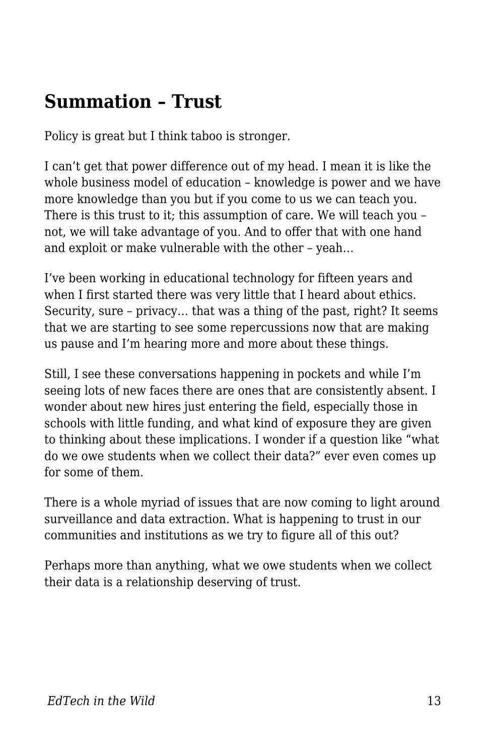## Summation – Trust

Policy is great but I think taboo is stronger.

I can't get that power difference out of my head. I mean it is like the whole business model of education – knowledge is power and we have more knowledge than you but if you come to us we can teach you. There is this trust to it; this assumption of care. We will teach you – not, we will take advantage of you. And to offer that with one hand and exploit or make vulnerable with the other – yeah…

I've been working in educational technology for fifteen years and when I first started there was very little that I heard about ethics. Security, sure – privacy… that was a thing of the past, right? It seems that we are starting to see some repercussions now that are making us pause and I'm hearing more and more about these things.

Still, I see these conversations happening in pockets and while I'm seeing lots of new faces there are ones that are consistently absent. I wonder about new hires just entering the field, especially those in schools with little funding, and what kind of exposure they are given to thinking about these implications. I wonder if a question like "what do we owe students when we collect their data?" ever even comes up for some of them.

There is a whole myriad of issues that are now coming to light around surveillance and data extraction. What is happening to trust in our communities and institutions as we try to figure all of this out?

Perhaps more than anything, what we owe students when we collect their data is a relationship deserving of trust.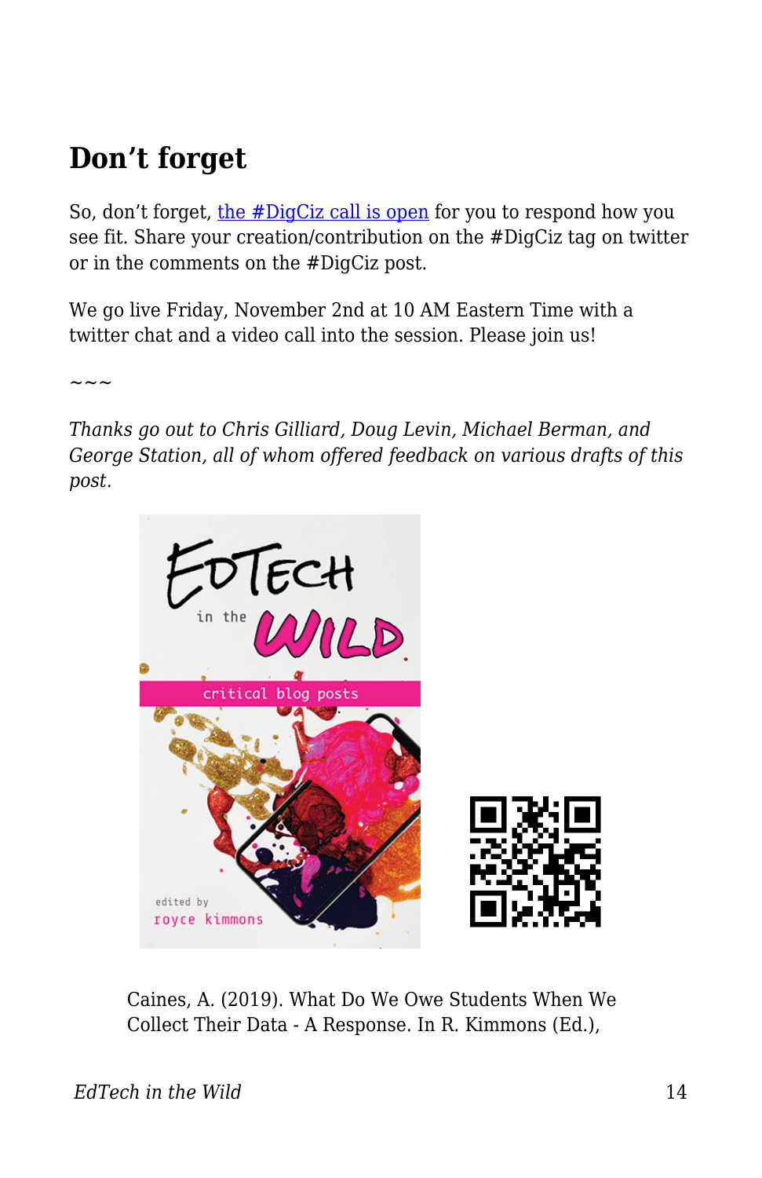## Don't forget

So, don't forget, [the #DigCiz call is open](#) for you to respond how you see fit. Share your creation/contribution on the #DigCiz tag on twitter or in the comments on the #DigCiz post.

We go live Friday, November 2nd at 10 AM Eastern Time with a twitter chat and a video call into the session. Please join us!

~~~

*Thanks go out to Chris Gilliard, Doug Levin, Michael Berman, and George Station, all of whom offered feedback on various drafts of this post.*

Caines, A. (2019). What Do We Owe Students When We Collect Their Data - A Response. In R. Kimmons (Ed.),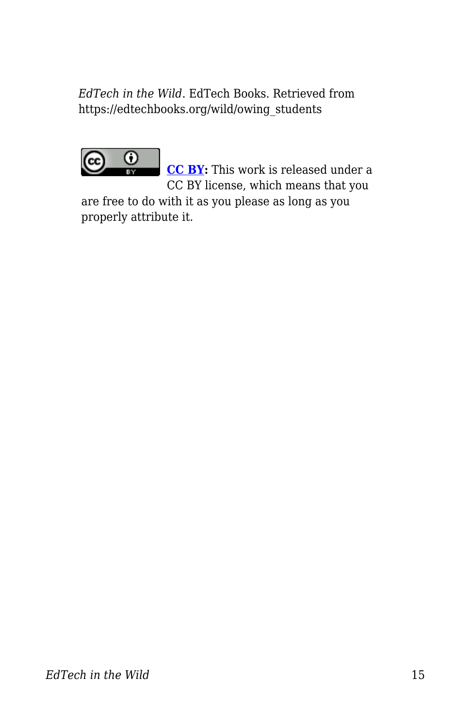*EdTech in the Wild*. EdTech Books. Retrieved from https://edtechbooks.org/wild/owing_students

**CC BY:** This work is released under a CC BY license, which means that you are free to do with it as you please as long as you properly attribute it.